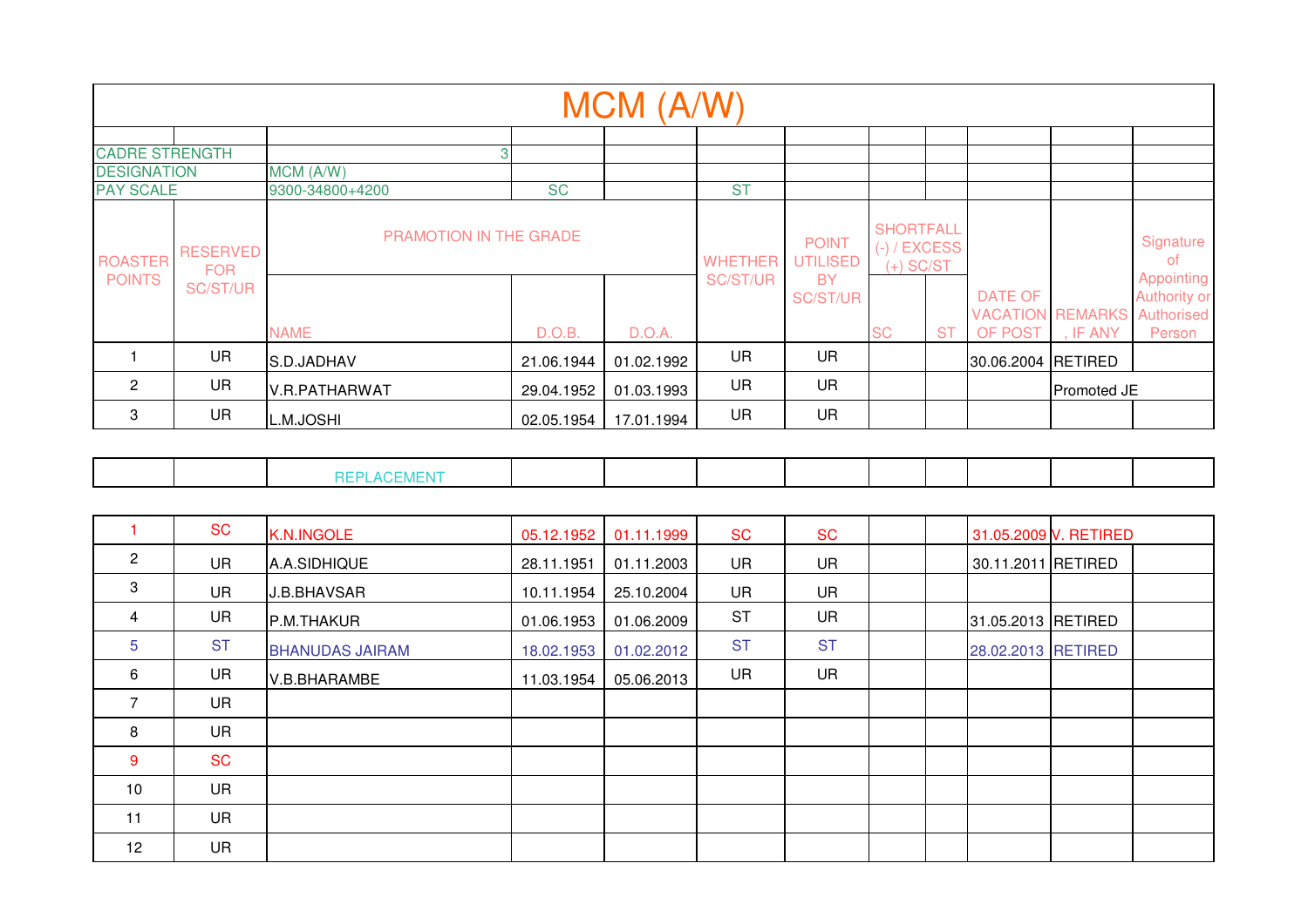# MCM (A/W)

| CADRE STRENGTH | | 3 | | | | | | | | | |
|---|---|---|---|---|---|---|---|---|---|---|---|
| DESIGNATION | | MCM (A/W) | | | | | | | | | |
| PAY SCALE | | 9300-34800+4200 | SC | | ST | | | | | | |
| ROASTER POINTS | RESERVED FOR SC/ST/UR | PRAMOTION IN THE GRADE | | | WHETHER SC/ST/UR | POINT UTILISED BY SC/ST/UR | SHORTFALL (-) / EXCESS (+) SC/ST | | DATE OF VACATION OF POST | REMARKS , IF ANY | Signature of Appointing Authority or Authorised Person |
| | | NAME | D.O.B. | D.O.A. | | | SC | ST | | | |
| 1 | UR | S.D.JADHAV | 21.06.1944 | 01.02.1992 | UR | UR | | | 30.06.2004 | RETIRED | |
| 2 | UR | V.R.PATHARWAT | 29.04.1952 | 01.03.1993 | UR | UR | | | | Promoted JE | |
| 3 | UR | L.M.JOSHI | 02.05.1954 | 17.01.1994 | UR | UR | | | | | |

| | | REPLACEMENT | | | | | | | | | |
|---|---|---|---|---|---|---|---|---|---|---|---|
| 1 | SC | K.N.INGOLE | 05.12.1952 | 01.11.1999 | SC | SC | | | 31.05.2009 | V. RETIRED | |
| 2 | UR | A.A.SIDHIQUE | 28.11.1951 | 01.11.2003 | UR | UR | | | 30.11.2011 | RETIRED | |
| 3 | UR | J.B.BHAVSAR | 10.11.1954 | 25.10.2004 | UR | UR | | | | | |
| 4 | UR | P.M.THAKUR | 01.06.1953 | 01.06.2009 | ST | UR | | | 31.05.2013 | RETIRED | |
| 5 | ST | BHANUDAS JAIRAM | 18.02.1953 | 01.02.2012 | ST | ST | | | 28.02.2013 | RETIRED | |
| 6 | UR | V.B.BHARAMBE | 11.03.1954 | 05.06.2013 | UR | UR | | | | | |
| 7 | UR | | | | | | | | | | |
| 8 | UR | | | | | | | | | | |
| 9 | SC | | | | | | | | | | |
| 10 | UR | | | | | | | | | | |
| 11 | UR | | | | | | | | | | |
| 12 | UR | | | | | | | | | | |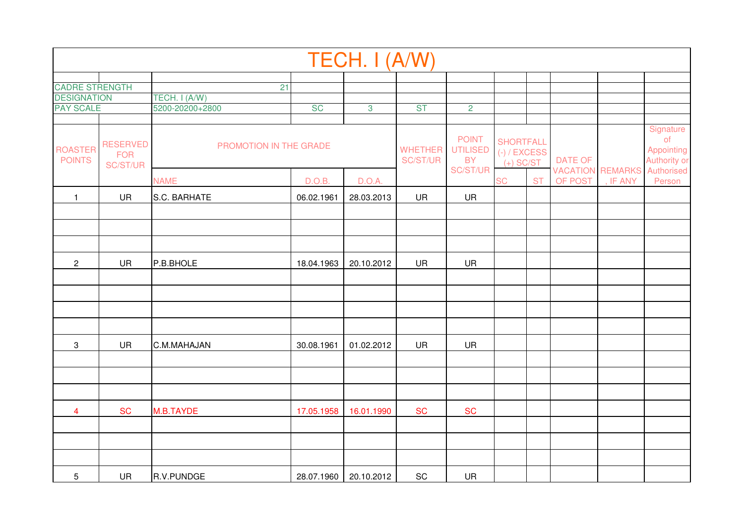# TECH. I (A/W)

| | | | | | | | | | | | |
|---|---|---|---|---|---|---|---|---|---|---|---|
| CADRE STRENGTH | | 21 | | | | | | | | | |
| DESIGNATION | | TECH. I (A/W) | | | | | | | | | |
| PAY SCALE | | 5200-20200+2800 | SC | 3 | ST | 2 | | | | | |

| ROASTER POINTS | RESERVED FOR SC/ST/UR | PROMOTION IN THE GRADE | | | WHETHER SC/ST/UR | POINT UTILISED BY SC/ST/UR | SHORTFALL (-) / EXCESS (+) SC/ST | | DATE OF VACATION OF POST | REMARKS, IF ANY | Signature of Appointing Authority or Authorised Person |
|---|---|---|---|---|---|---|---|---|---|---|---|
| | | NAME | D.O.B. | D.O.A. | | | SC | ST | | | |
| 1 | UR | S.C. BARHATE | 06.02.1961 | 28.03.2013 | UR | UR | | | | | |
| | | | | | | | | | | | |
| | | | | | | | | | | | |
| | | | | | | | | | | | |
| 2 | UR | P.B.BHOLE | 18.04.1963 | 20.10.2012 | UR | UR | | | | | |
| | | | | | | | | | | | |
| | | | | | | | | | | | |
| | | | | | | | | | | | |
| | | | | | | | | | | | |
| 3 | UR | C.M.MAHAJAN | 30.08.1961 | 01.02.2012 | UR | UR | | | | | |
| | | | | | | | | | | | |
| | | | | | | | | | | | |
| | | | | | | | | | | | |
| 4 | SC | M.B.TAYDE | 17.05.1958 | 16.01.1990 | SC | SC | | | | | |
| | | | | | | | | | | | |
| | | | | | | | | | | | |
| | | | | | | | | | | | |
| 5 | UR | R.V.PUNDGE | 28.07.1960 | 20.10.2012 | SC | UR | | | | | |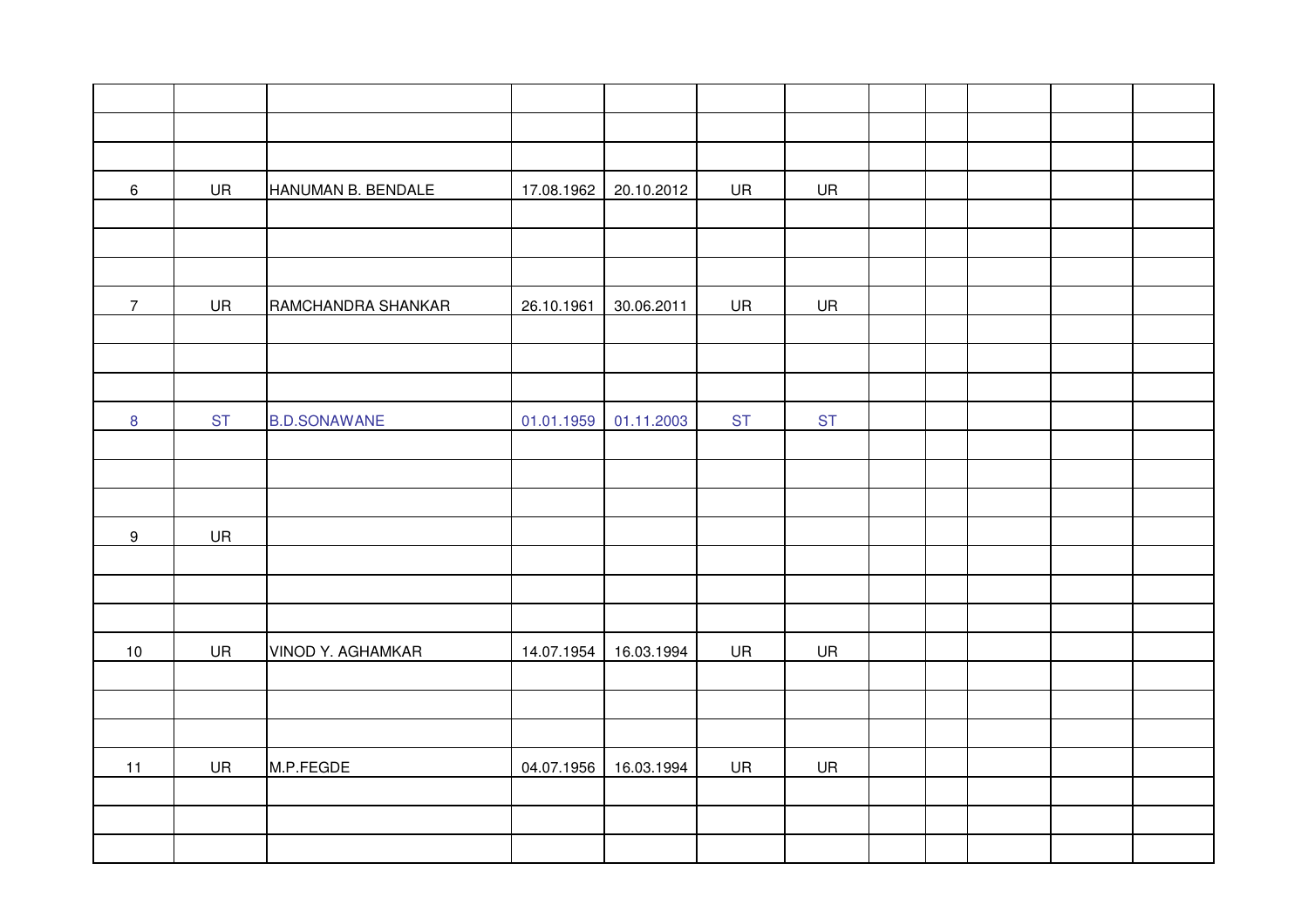| | | | | | | | | | | | |
|---|---|---|---|---|---|---|---|---|---|---|---|
| | | | | | | | | | | | |
| | | | | | | | | | | | |
| | | | | | | | | | | | |
| 6 | UR | HANUMAN B. BENDALE | 17.08.1962 | 20.10.2012 | UR | UR | | | | | |
| | | | | | | | | | | | |
| | | | | | | | | | | | |
| | | | | | | | | | | | |
| 7 | UR | RAMCHANDRA SHANKAR | 26.10.1961 | 30.06.2011 | UR | UR | | | | | |
| | | | | | | | | | | | |
| | | | | | | | | | | | |
| | | | | | | | | | | | |
| 8 | ST | B.D.SONAWANE | 01.01.1959 | 01.11.2003 | ST | ST | | | | | |
| | | | | | | | | | | | |
| | | | | | | | | | | | |
| | | | | | | | | | | | |
| 9 | UR | | | | | | | | | | |
| | | | | | | | | | | | |
| | | | | | | | | | | | |
| | | | | | | | | | | | |
| 10 | UR | VINOD Y. AGHAMKAR | 14.07.1954 | 16.03.1994 | UR | UR | | | | | |
| | | | | | | | | | | | |
| | | | | | | | | | | | |
| | | | | | | | | | | | |
| 11 | UR | M.P.FEGDE | 04.07.1956 | 16.03.1994 | UR | UR | | | | | |
| | | | | | | | | | | | |
| | | | | | | | | | | | |
| | | | | | | | | | | | |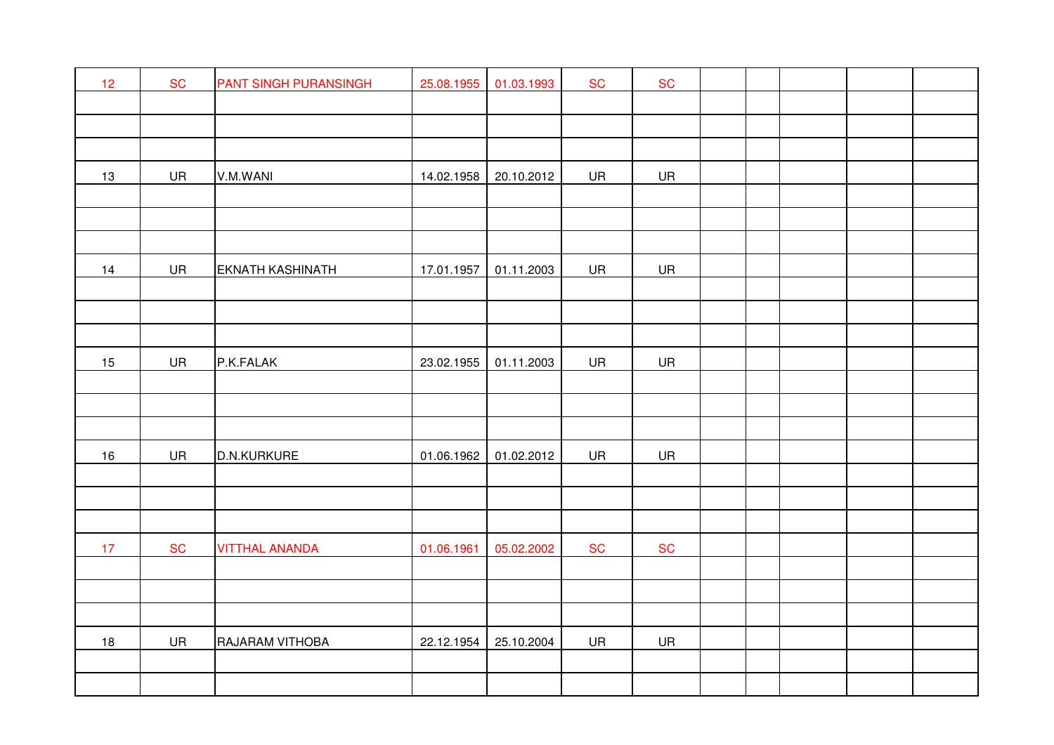| | | | | | | | | | | | | |
|---|---|---|---|---|---|---|---|---|---|---|---|---|
| 12 | SC | PANT SINGH PURANSINGH | 25.08.1955 | 01.03.1993 | SC | SC | | | | | | |
| | | | | | | | | | | | | |
| | | | | | | | | | | | | |
| | | | | | | | | | | | | |
| 13 | UR | V.M.WANI | 14.02.1958 | 20.10.2012 | UR | UR | | | | | | |
| | | | | | | | | | | | | |
| | | | | | | | | | | | | |
| | | | | | | | | | | | | |
| 14 | UR | EKNATH KASHINATH | 17.01.1957 | 01.11.2003 | UR | UR | | | | | | |
| | | | | | | | | | | | | |
| | | | | | | | | | | | | |
| | | | | | | | | | | | | |
| 15 | UR | P.K.FALAK | 23.02.1955 | 01.11.2003 | UR | UR | | | | | | |
| | | | | | | | | | | | | |
| | | | | | | | | | | | | |
| | | | | | | | | | | | | |
| 16 | UR | D.N.KURKURE | 01.06.1962 | 01.02.2012 | UR | UR | | | | | | |
| | | | | | | | | | | | | |
| | | | | | | | | | | | | |
| | | | | | | | | | | | | |
| 17 | SC | VITTHAL ANANDA | 01.06.1961 | 05.02.2002 | SC | SC | | | | | | |
| | | | | | | | | | | | | |
| | | | | | | | | | | | | |
| | | | | | | | | | | | | |
| 18 | UR | RAJARAM VITHOBA | 22.12.1954 | 25.10.2004 | UR | UR | | | | | | |
| | | | | | | | | | | | | |
| | | | | | | | | | | | | |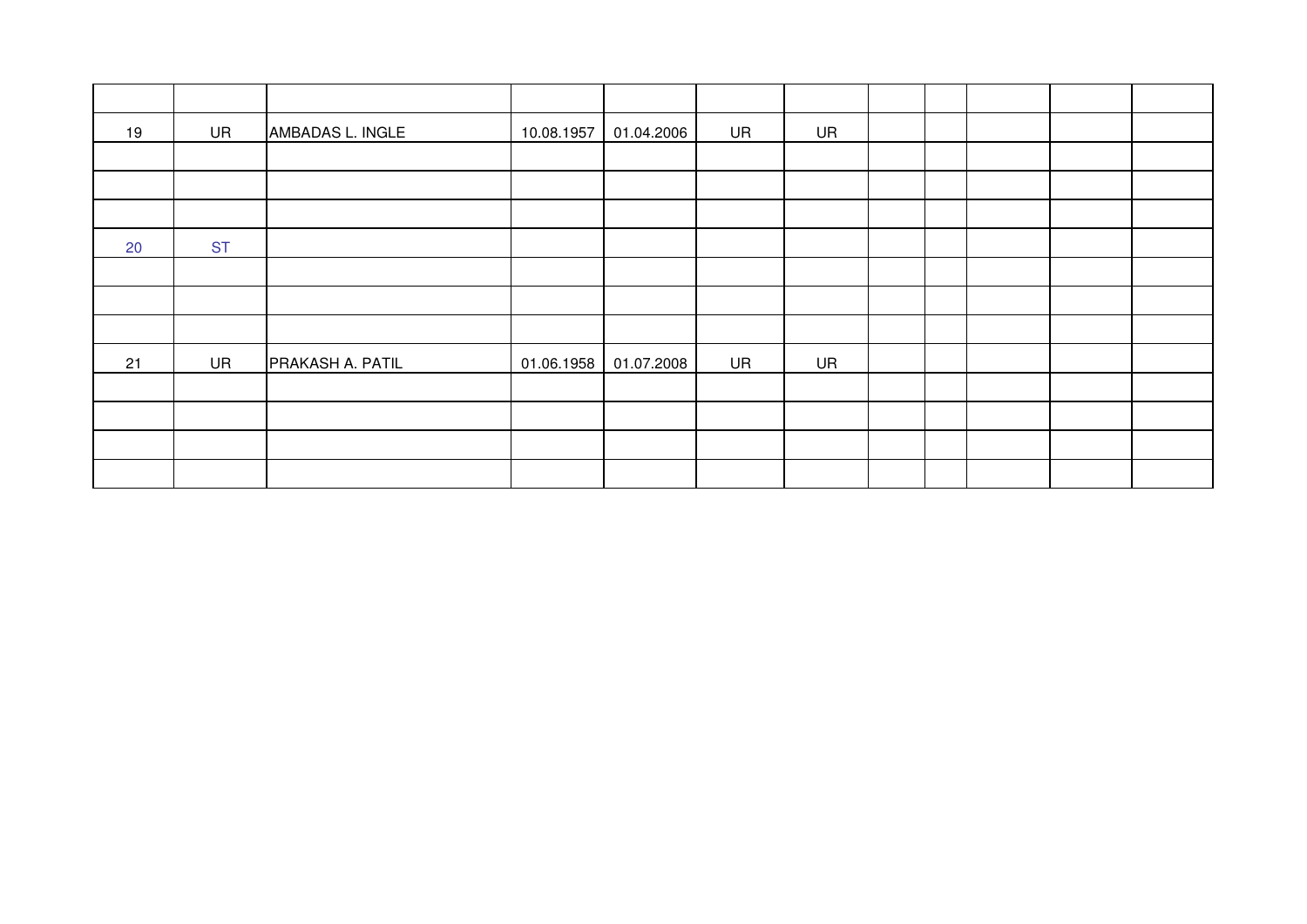| | | | | | | | | | | | |
|---|---|---|---|---|---|---|---|---|---|---|---|
| 19 | UR | AMBADAS L. INGLE | 10.08.1957 | 01.04.2006 | UR | UR | | | | | |
| | | | | | | | | | | | |
| | | | | | | | | | | | |
| | | | | | | | | | | | |
| 20 | ST | | | | | | | | | | |
| | | | | | | | | | | | |
| | | | | | | | | | | | |
| | | | | | | | | | | | |
| 21 | UR | PRAKASH A. PATIL | 01.06.1958 | 01.07.2008 | UR | UR | | | | | |
| | | | | | | | | | | | |
| | | | | | | | | | | | |
| | | | | | | | | | | | |
| | | | | | | | | | | | |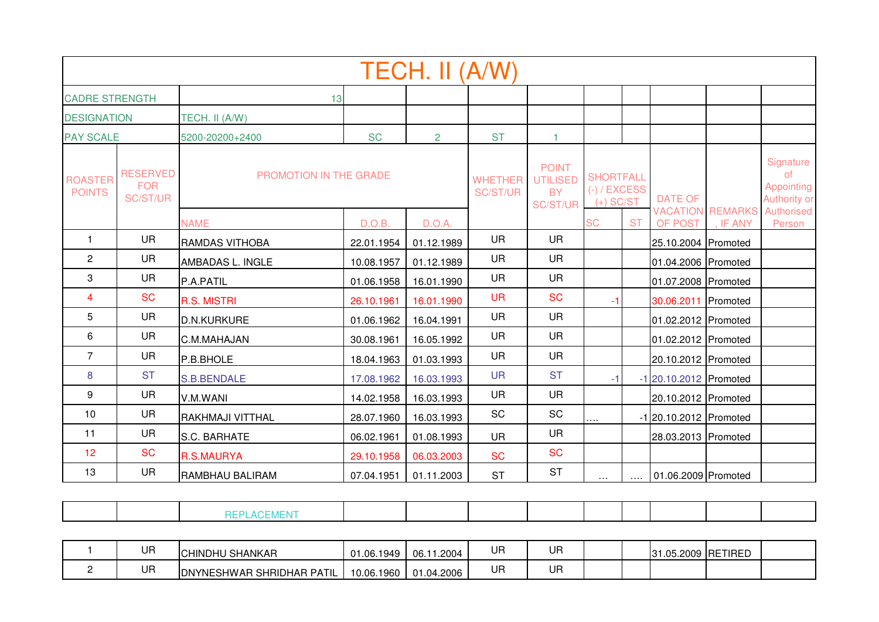# TECH. II (A/W)

| CADRE STRENGTH | | 13 | | | | | | | | | | |
|---|---|---|---|---|---|---|---|---|---|---|---|---|
| DESIGNATION | | TECH. II (A/W) | | | | | | | | | | |
| PAY SCALE | | 5200-20200+2400 | SC | 2 | ST | 1 | | | | | | |
| ROASTER POINTS | RESERVED FOR SC/ST/UR | PROMOTION IN THE GRADE | | | WHETHER SC/ST/UR | POINT UTILISED BY SC/ST/UR | SHORTFALL (-) / EXCESS (+) SC/ST | | DATE OF VACATION OF POST | REMARKS, IF ANY | Signature of Appointing Authority or Authorised Person |
| | | NAME | D.O.B. | D.O.A. | | | SC | ST | | | |
| 1 | UR | RAMDAS VITHOBA | 22.01.1954 | 01.12.1989 | UR | UR | | | 25.10.2004 | Promoted | |
| 2 | UR | AMBADAS L. INGLE | 10.08.1957 | 01.12.1989 | UR | UR | | | 01.04.2006 | Promoted | |
| 3 | UR | P.A.PATIL | 01.06.1958 | 16.01.1990 | UR | UR | | | 01.07.2008 | Promoted | |
| 4 | SC | R.S. MISTRI | 26.10.1961 | 16.01.1990 | UR | SC | -1 | | 30.06.2011 | Promoted | |
| 5 | UR | D.N.KURKURE | 01.06.1962 | 16.04.1991 | UR | UR | | | 01.02.2012 | Promoted | |
| 6 | UR | C.M.MAHAJAN | 30.08.1961 | 16.05.1992 | UR | UR | | | 01.02.2012 | Promoted | |
| 7 | UR | P.B.BHOLE | 18.04.1963 | 01.03.1993 | UR | UR | | | 20.10.2012 | Promoted | |
| 8 | ST | S.B.BENDALE | 17.08.1962 | 16.03.1993 | UR | ST | -1 | -1 | 20.10.2012 | Promoted | |
| 9 | UR | V.M.WANI | 14.02.1958 | 16.03.1993 | UR | UR | | | 20.10.2012 | Promoted | |
| 10 | UR | RAKHMAJI VITTHAL | 28.07.1960 | 16.03.1993 | SC | SC | .... | -1 | 20.10.2012 | Promoted | |
| 11 | UR | S.C. BARHATE | 06.02.1961 | 01.08.1993 | UR | UR | | | 28.03.2013 | Promoted | |
| 12 | SC | R.S.MAURYA | 29.10.1958 | 06.03.2003 | SC | SC | | | | | |
| 13 | UR | RAMBHAU BALIRAM | 07.04.1951 | 01.11.2003 | ST | ST | ... | .... | 01.06.2009 | Promoted | |

| | | REPLACEMENT | | | | | | | | | |
|---|---|---|---|---|---|---|---|---|---|---|---|
| 1 | UR | CHINDHU SHANKAR | 01.06.1949 | 06.11.2004 | UR | UR | | | 31.05.2009 | RETIRED | |
| 2 | UR | DNYNESHWAR SHRIDHAR PATIL | 10.06.1960 | 01.04.2006 | UR | UR | | | | | |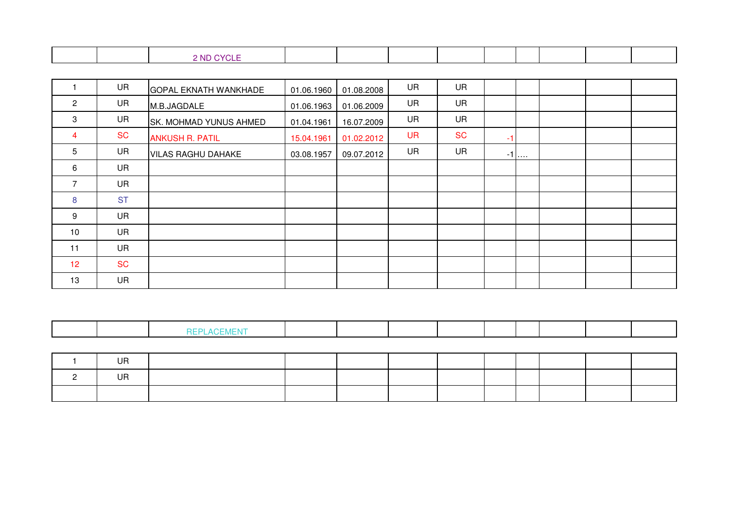| | | 2 ND CYCLE | | | | | | | | | |
|---|---|---|---|---|---|---|---|---|---|---|---|
| 1 | UR | GOPAL EKNATH WANKHADE | 01.06.1960 | 01.08.2008 | UR | UR | | | | | |
| 2 | UR | M.B.JAGDALE | 01.06.1963 | 01.06.2009 | UR | UR | | | | | |
| 3 | UR | SK. MOHMAD YUNUS AHMED | 01.04.1961 | 16.07.2009 | UR | UR | | | | | |
| 4 | SC | ANKUSH R. PATIL | 15.04.1961 | 01.02.2012 | UR | SC | -1 | | | | |
| 5 | UR | VILAS RAGHU DAHAKE | 03.08.1957 | 09.07.2012 | UR | UR | -1 | .... | | | |
| 6 | UR | | | | | | | | | | |
| 7 | UR | | | | | | | | | | |
| 8 | ST | | | | | | | | | | |
| 9 | UR | | | | | | | | | | |
| 10 | UR | | | | | | | | | | |
| 11 | UR | | | | | | | | | | |
| 12 | SC | | | | | | | | | | |
| 13 | UR | | | | | | | | | | |

| | | REPLACEMENT | | | | | | | | | |
|---|---|---|---|---|---|---|---|---|---|---|---|
| 1 | UR | | | | | | | | | | |
| 2 | UR | | | | | | | | | | |
| | | | | | | | | | | | |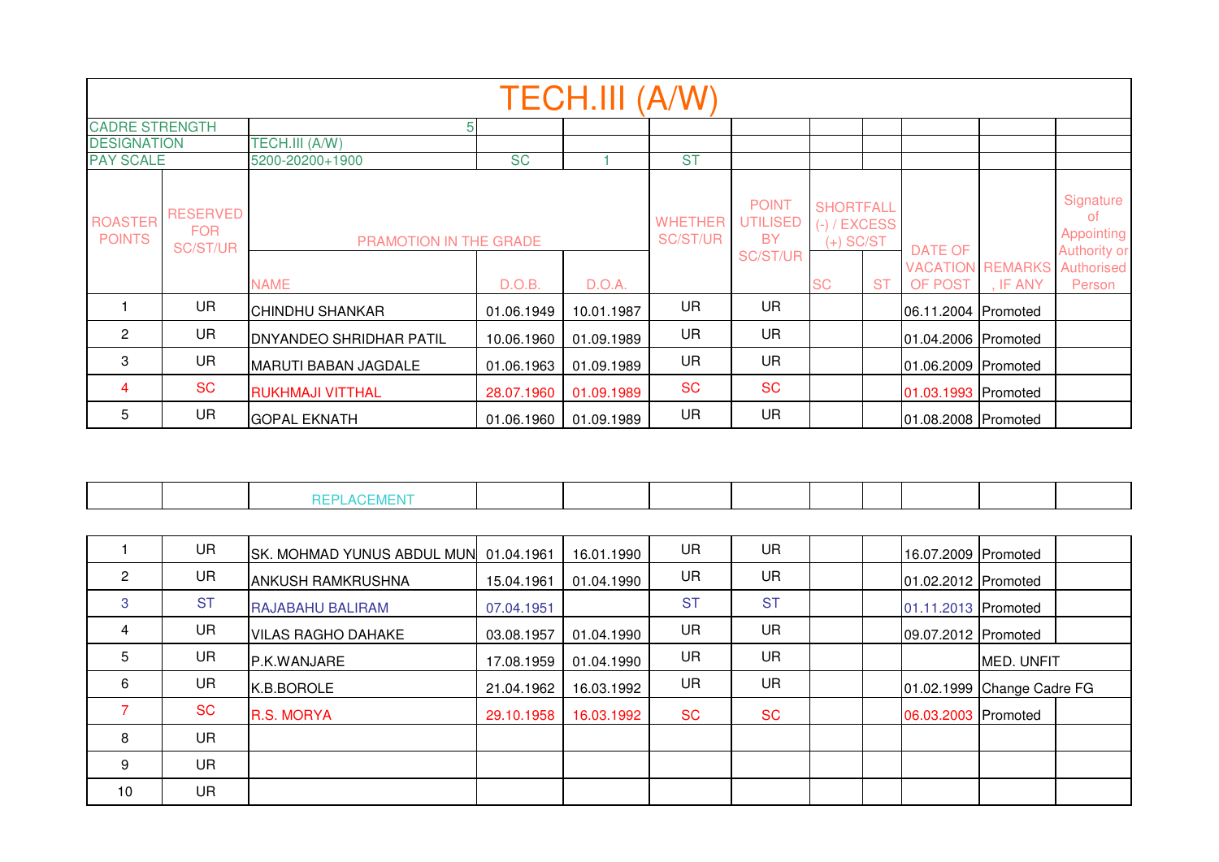# TECH.III (A/W)

| | | | | | | | | | | | |
|---|---|---|---|---|---|---|---|---|---|---|---|
| CADRE STRENGTH | | 5 | | | | | | | | | |
| DESIGNATION | | TECH.III (A/W) | | | | | | | | | |
| PAY SCALE | | 5200-20200+1900 | SC | 1 | ST | | | | | | |
| ROASTER POINTS | RESERVED FOR SC/ST/UR | PRAMOTION IN THE GRADE | | | WHETHER SC/ST/UR | POINT UTILISED BY SC/ST/UR | SHORTFALL (-) / EXCESS (+) SC/ST | | DATE OF VACATION OF POST | REMARKS , IF ANY | Signature of Appointing Authority or Authorised Person |
| | | NAME | D.O.B. | D.O.A. | | | SC | ST | | | |
| 1 | UR | CHINDHU SHANKAR | 01.06.1949 | 10.01.1987 | UR | UR | | | 06.11.2004 | Promoted | |
| 2 | UR | DNYANDEO SHRIDHAR PATIL | 10.06.1960 | 01.09.1989 | UR | UR | | | 01.04.2006 | Promoted | |
| 3 | UR | MARUTI BABAN JAGDALE | 01.06.1963 | 01.09.1989 | UR | UR | | | 01.06.2009 | Promoted | |
| 4 | SC | RUKHMAJI VITTHAL | 28.07.1960 | 01.09.1989 | SC | SC | | | 01.03.1993 | Promoted | |
| 5 | UR | GOPAL EKNATH | 01.06.1960 | 01.09.1989 | UR | UR | | | 01.08.2008 | Promoted | |

| | | REPLACEMENT | | | | | | | | | |
|---|---|---|---|---|---|---|---|---|---|---|---|
| 1 | UR | SK. MOHMAD YUNUS ABDUL MUN | 01.04.1961 | 16.01.1990 | UR | UR | | | 16.07.2009 | Promoted | |
| 2 | UR | ANKUSH RAMKRUSHNA | 15.04.1961 | 01.04.1990 | UR | UR | | | 01.02.2012 | Promoted | |
| 3 | ST | RAJABAHU BALIRAM | 07.04.1951 | | ST | ST | | | 01.11.2013 | Promoted | |
| 4 | UR | VILAS RAGHO DAHAKE | 03.08.1957 | 01.04.1990 | UR | UR | | | 09.07.2012 | Promoted | |
| 5 | UR | P.K.WANJARE | 17.08.1959 | 01.04.1990 | UR | UR | | | | MED. UNFIT | |
| 6 | UR | K.B.BOROLE | 21.04.1962 | 16.03.1992 | UR | UR | | | 01.02.1999 | Change Cadre FG | |
| 7 | SC | R.S. MORYA | 29.10.1958 | 16.03.1992 | SC | SC | | | 06.03.2003 | Promoted | |
| 8 | UR | | | | | | | | | | |
| 9 | UR | | | | | | | | | | |
| 10 | UR | | | | | | | | | | |